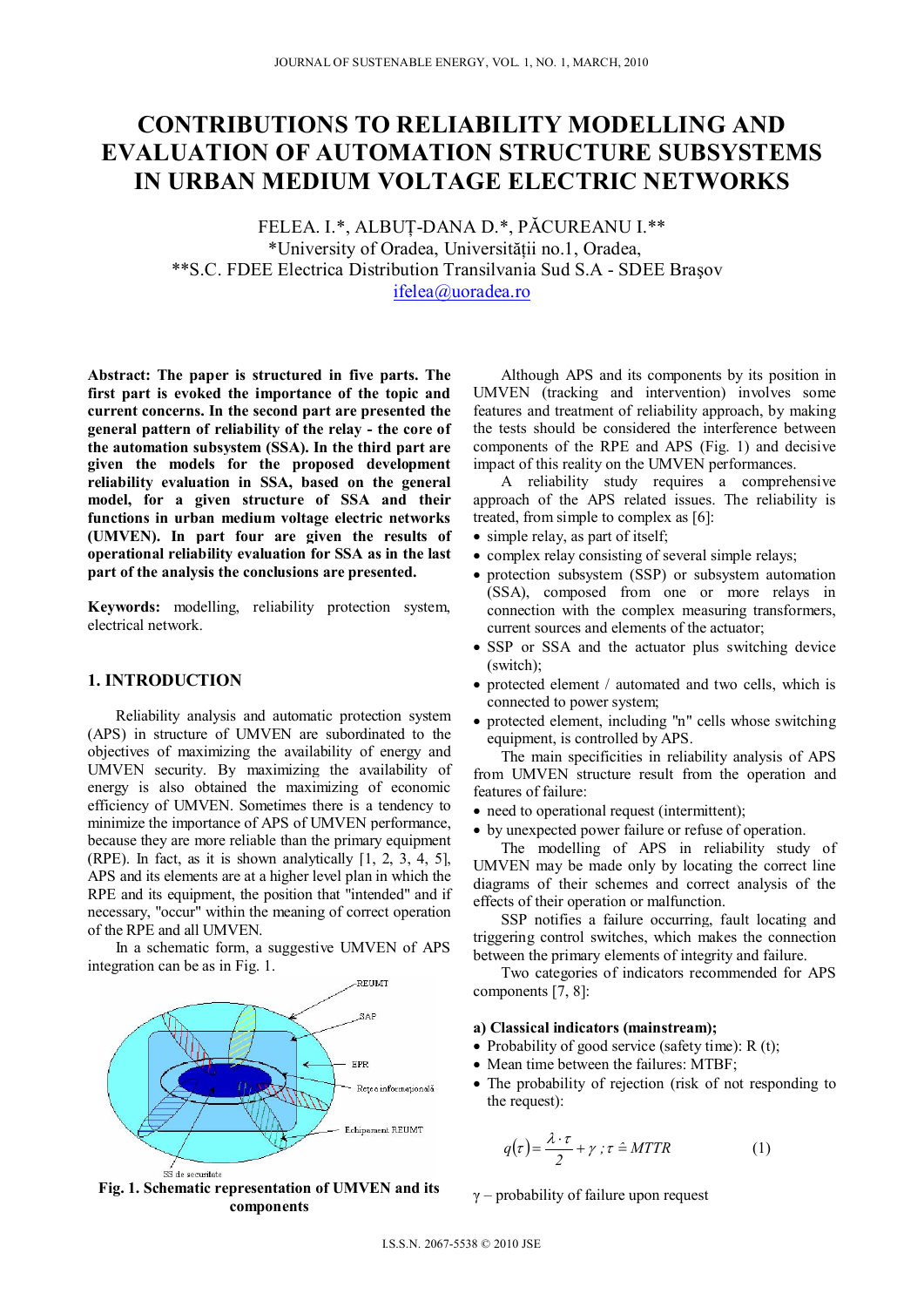# CONTRIBUTIONS TO RELIABILITY MODELLING AND EVALUATION OF AUTOMATION STRUCTURE SUBSYSTEMS IN URBAN MEDIUM VOLTAGE ELECTRIC NETWORKS

FELEA. I.*, ALBUȚ-DANA D.*, PĂCUREANU I.**

*University of Oradea, Universității no.1, Oradea,

**S.C. FDEE Electrica Distribution Transilvania Sud S.A - SDEE Braşov

ifelea@uoradea.ro

**Abstract: The paper is structured in five parts. The first part is evoked the importance of the topic and current concerns. In the second part are presented the general pattern of reliability of the relay - the core of the automation subsystem (SSA). In the third part are given the models for the proposed development reliability evaluation in SSA, based on the general model, for a given structure of SSA and their functions in urban medium voltage electric networks (UMVEN). In part four are given the results of operational reliability evaluation for SSA as in the last part of the analysis the conclusions are presented.**

**Keywords:** modelling, reliability protection system, electrical network.

## 1. INTRODUCTION

Reliability analysis and automatic protection system (APS) in structure of UMVEN are subordinated to the objectives of maximizing the availability of energy and UMVEN security. By maximizing the availability of energy is also obtained the maximizing of economic efficiency of UMVEN. Sometimes there is a tendency to minimize the importance of APS of UMVEN performance, because they are more reliable than the primary equipment (RPE). In fact, as it is shown analytically [1, 2, 3, 4, 5], APS and its elements are at a higher level plan in which the RPE and its equipment, the position that "intended" and if necessary, "occur" within the meaning of correct operation of the RPE and all UMVEN.

In a schematic form, a suggestive UMVEN of APS integration can be as in Fig. 1.

REUMT

SAP

EPR

Rețea informațională

Echipament REUMT

SS de securitate

**Fig. 1. Schematic representation of UMVEN and its components**

Although APS and its components by its position in UMVEN (tracking and intervention) involves some features and treatment of reliability approach, by making the tests should be considered the interference between components of the RPE and APS (Fig. 1) and decisive impact of this reality on the UMVEN performances.

A reliability study requires a comprehensive approach of the APS related issues. The reliability is treated, from simple to complex as [6]:

- simple relay, as part of itself;
- complex relay consisting of several simple relays;
- protection subsystem (SSP) or subsystem automation (SSA), composed from one or more relays in connection with the complex measuring transformers, current sources and elements of the actuator;
- SSP or SSA and the actuator plus switching device (switch);
- protected element / automated and two cells, which is connected to power system;
- protected element, including "n" cells whose switching equipment, is controlled by APS.

The main specificities in reliability analysis of APS from UMVEN structure result from the operation and features of failure:

- need to operational request (intermittent);
- by unexpected power failure or refuse of operation.

The modelling of APS in reliability study of UMVEN may be made only by locating the correct line diagrams of their schemes and correct analysis of the effects of their operation or malfunction.

SSP notifies a failure occurring, fault locating and triggering control switches, which makes the connection between the primary elements of integrity and failure.

Two categories of indicators recommended for APS components [7, 8]:

**a) Classical indicators (mainstream);**

- Probability of good service (safety time): R (t);
- Mean time between the failures: MTBF;
- The probability of rejection (risk of not responding to the request):

$$q(\tau)=\frac{\lambda\cdot\tau}{2}+\gamma\ ;\tau\ \hat{=}\ MTTR \qquad (1)$$

$\gamma$ – probability of failure upon request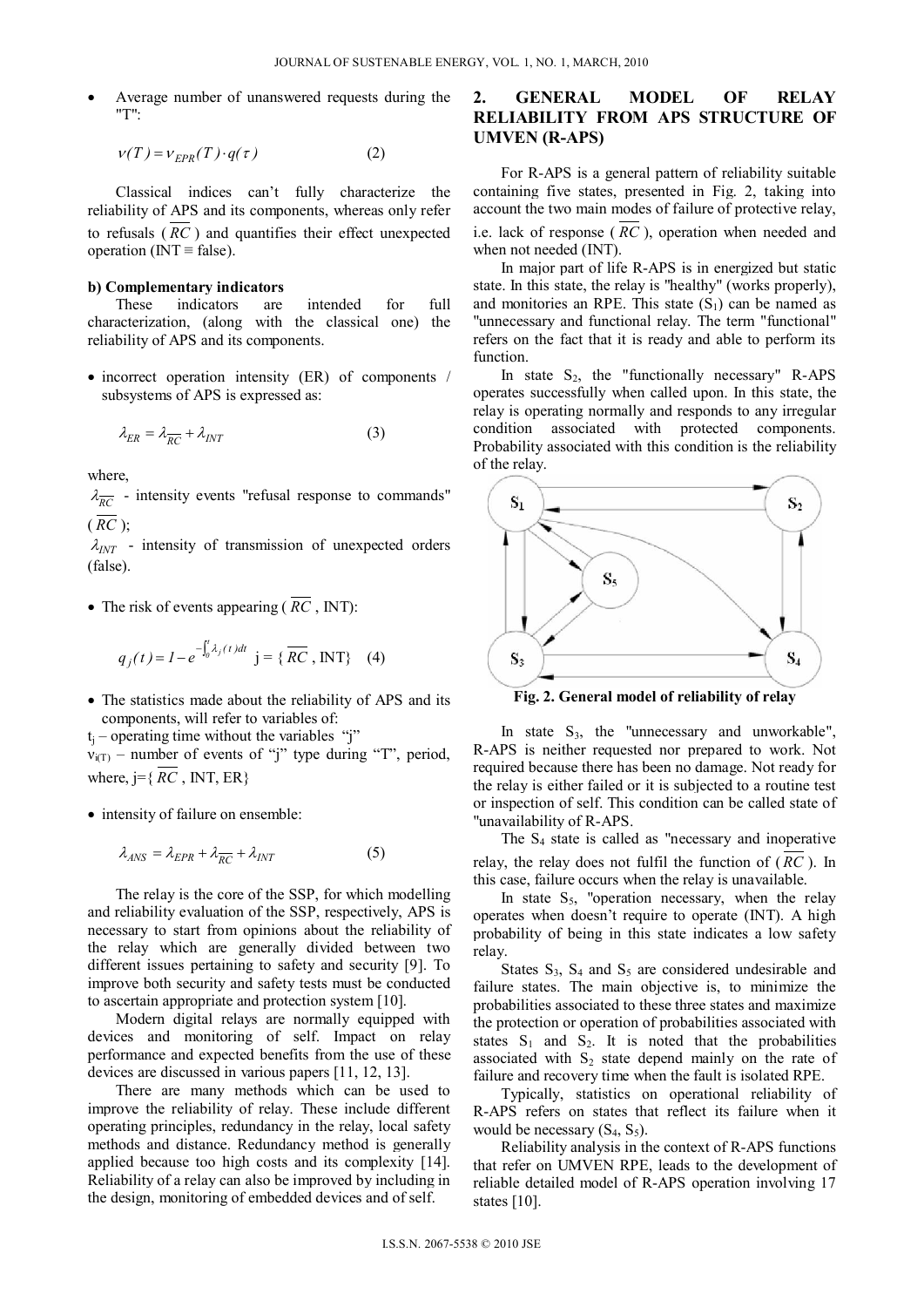- Average number of unanswered requests during the "T":

$$\nu(T) = \nu_{EPR}(T) \cdot q(\tau) \tag{2}$$

Classical indices can't fully characterize the reliability of APS and its components, whereas only refer to refusals ( $\overline{RC}$ ) and quantifies their effect unexpected operation (INT ≡ false).

**b) Complementary indicators**

These indicators are intended for full characterization, (along with the classical one) the reliability of APS and its components.

- incorrect operation intensity (ER) of components / subsystems of APS is expressed as:

$$\lambda_{ER} = \lambda_{\overline{RC}} + \lambda_{INT} \tag{3}$$

where,

$\lambda_{\overline{RC}}$ - intensity events "refusal response to commands" ( $\overline{RC}$ );

$\lambda_{INT}$ - intensity of transmission of unexpected orders (false).

- The risk of events appearing ( $\overline{RC}$ , INT):

$$q_j(t) = 1 - e^{-\int_0^t \lambda_j(t)dt} \quad j = \{\overline{RC}, \text{INT}\} \tag{4}$$

- The statistics made about the reliability of APS and its components, will refer to variables of:

$t_j$ – operating time without the variables "j"

$\nu_{i(T)}$ – number of events of "j" type during "T", period, where, j={ $\overline{RC}$ , INT, ER}

- intensity of failure on ensemble:

$$\lambda_{ANS} = \lambda_{EPR} + \lambda_{\overline{RC}} + \lambda_{INT} \tag{5}$$

The relay is the core of the SSP, for which modelling and reliability evaluation of the SSP, respectively, APS is necessary to start from opinions about the reliability of the relay which are generally divided between two different issues pertaining to safety and security [9]. To improve both security and safety tests must be conducted to ascertain appropriate and protection system [10].

Modern digital relays are normally equipped with devices and monitoring of self. Impact on relay performance and expected benefits from the use of these devices are discussed in various papers [11, 12, 13].

There are many methods which can be used to improve the reliability of relay. These include different operating principles, redundancy in the relay, local safety methods and distance. Redundancy method is generally applied because too high costs and its complexity [14]. Reliability of a relay can also be improved by including in the design, monitoring of embedded devices and of self.

## 2. GENERAL MODEL OF RELAY RELIABILITY FROM APS STRUCTURE OF UMVEN (R-APS)

For R-APS is a general pattern of reliability suitable containing five states, presented in Fig. 2, taking into account the two main modes of failure of protective relay, i.e. lack of response ( $\overline{RC}$ ), operation when needed and when not needed (INT).

In major part of life R-APS is in energized but static state. In this state, the relay is "healthy" (works properly), and monitories an RPE. This state ($S_1$) can be named as "unnecessary and functional relay. The term "functional" refers on the fact that it is ready and able to perform its function.

In state $S_2$, the "functionally necessary" R-APS operates successfully when called upon. In this state, the relay is operating normally and responds to any irregular condition associated with protected components. Probability associated with this condition is the reliability of the relay.

**Fig. 2. General model of reliability of relay**

In state $S_3$, the "unnecessary and unworkable", R-APS is neither requested nor prepared to work. Not required because there has been no damage. Not ready for the relay is either failed or it is subjected to a routine test or inspection of self. This condition can be called state of "unavailability of R-APS.

The $S_4$ state is called as "necessary and inoperative relay, the relay does not fulfil the function of ( $\overline{RC}$ ). In this case, failure occurs when the relay is unavailable.

In state $S_5$, "operation necessary, when the relay operates when doesn't require to operate (INT). A high probability of being in this state indicates a low safety relay.

States $S_3$, $S_4$ and $S_5$ are considered undesirable and failure states. The main objective is, to minimize the probabilities associated to these three states and maximize the protection or operation of probabilities associated with states $S_1$ and $S_2$. It is noted that the probabilities associated with $S_2$ state depend mainly on the rate of failure and recovery time when the fault is isolated RPE.

Typically, statistics on operational reliability of R-APS refers on states that reflect its failure when it would be necessary ($S_4$, $S_5$).

Reliability analysis in the context of R-APS functions that refer on UMVEN RPE, leads to the development of reliable detailed model of R-APS operation involving 17 states [10].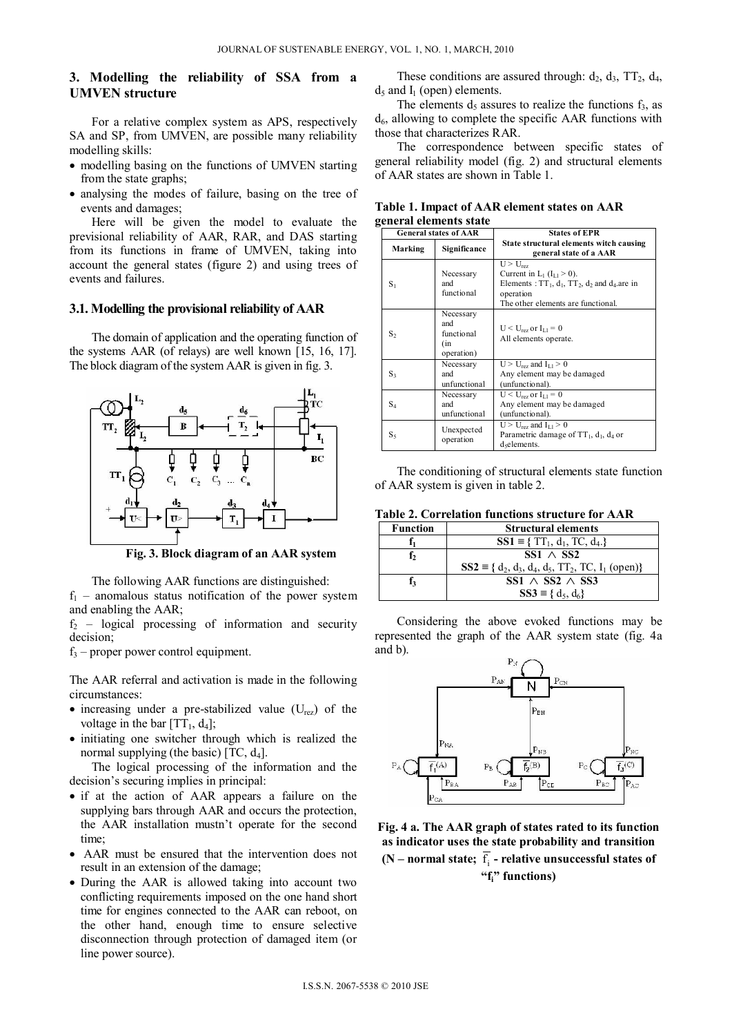## 3. Modelling the reliability of SSA from a UMVEN structure

For a relative complex system as APS, respectively SA and SP, from UMVEN, are possible many reliability modelling skills:

- modelling basing on the functions of UMVEN starting from the state graphs;
- analysing the modes of failure, basing on the tree of events and damages;

Here will be given the model to evaluate the previsional reliability of AAR, RAR, and DAS starting from its functions in frame of UMVEN, taking into account the general states (figure 2) and using trees of events and failures.

### 3.1. Modelling the provisional reliability of AAR

The domain of application and the operating function of the systems AAR (of relays) are well known [15, 16, 17]. The block diagram of the system AAR is given in fig. 3.

**Fig. 3. Block diagram of an AAR system**

The following AAR functions are distinguished:

$f_1$ – anomalous status notification of the power system and enabling the AAR;

$f_2$ – logical processing of information and security decision;

$f_3$ – proper power control equipment.

The AAR referral and activation is made in the following circumstances:

- increasing under a pre-stabilized value ($U_{rez}$) of the voltage in the bar [$TT_1$, $d_4$];
- initiating one switcher through which is realized the normal supplying (the basic) [TC, $d_4$].

The logical processing of the information and the decision's securing implies in principal:

- if at the action of AAR appears a failure on the supplying bars through AAR and occurs the protection, the AAR installation mustn't operate for the second time;
- AAR must be ensured that the intervention does not result in an extension of the damage;
- During the AAR is allowed taking into account two conflicting requirements imposed on the one hand short time for engines connected to the AAR can reboot, on the other hand, enough time to ensure selective disconnection through protection of damaged item (or line power source).

These conditions are assured through: $d_2$, $d_3$, $TT_2$, $d_4$, $d_5$ and $I_1$ (open) elements.

The elements $d_5$ assures to realize the functions $f_3$, as $d_6$, allowing to complete the specific AAR functions with those that characterizes RAR.

The correspondence between specific states of general reliability model (fig. 2) and structural elements of AAR states are shown in Table 1.

**Table 1. Impact of AAR element states on AAR general elements state**

| General states of AAR | | States of EPR |
|---|---|---|
| Marking | Significance | State structural elements witch causing general state of a AAR |
| $S_1$ | Necessary and functional | $U > U_{rez}$<br>Current in $L_1$ ($I_{L1} > 0$).<br>Elements : $TT_1$, $d_1$, $TT_2$, $d_2$ and $d_4$ are in operation<br>The other elements are functional. |
| $S_2$ | Necessary and functional (in operation) | $U < U_{rez}$ or $I_{L1} = 0$<br>All elements operate. |
| $S_3$ | Necessary and unfunctional | $U > U_{rez}$ and $I_{L1} > 0$<br>Any element may be damaged (unfunctional). |
| $S_4$ | Necessary and unfunctional | $U < U_{rez}$ or $I_{L1} = 0$<br>Any element may be damaged (unfunctional). |
| $S_5$ | Unexpected operation | $U > U_{rez}$ and $I_{L1} > 0$<br>Parametric damage of $TT_1$, $d_1$, $d_4$ or $d_5$ elements. |

The conditioning of structural elements state function of AAR system is given in table 2.

**Table 2. Correlation functions structure for AAR**

| Function | Structural elements |
|---|---|
| $f_1$ | **SS1** ≡ { $TT_1$, $d_1$, TC, $d_4$.} |
| $f_2$ | **SS1 ∧ SS2**<br>**SS2** ≡ { $d_2$, $d_3$, $d_4$, $d_5$, $TT_2$, TC, $I_1$ (open)} |
| $f_3$ | **SS1 ∧ SS2 ∧ SS3**<br>**SS3** ≡ { $d_5$, $d_6$} |

Considering the above evoked functions may be represented the graph of the AAR system state (fig. 4a and b).

**Fig. 4 a. The AAR graph of states rated to its function as indicator uses the state probability and transition (N – normal state; $\overline{f_i}$ - relative unsuccessful states of "$f_i$" functions)**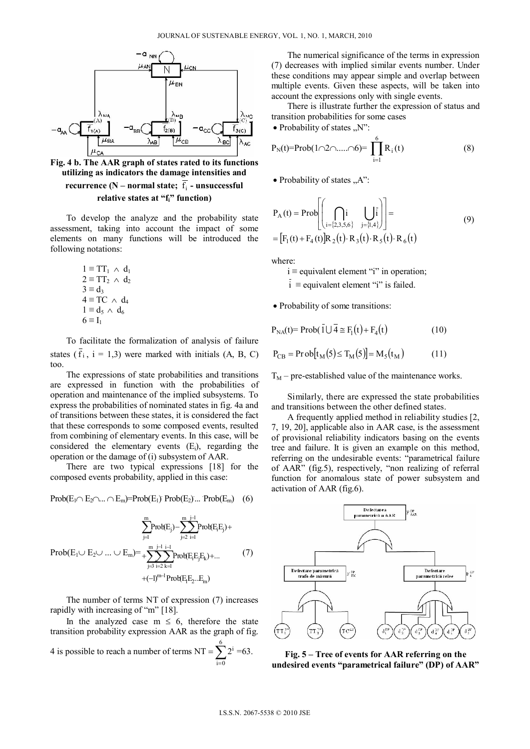**Fig. 4 b. The AAR graph of states rated to its functions utilizing as indicators the damage intensities and recurrence (N – normal state; $\overline{f_i}$ - unsuccessful relative states at "$f_i$" function)**

To develop the analyze and the probability state assessment, taking into account the impact of some elements on many functions will be introduced the following notations:

$$1 \equiv TT_1 \wedge d_1$$
$$2 \equiv TT_2 \wedge d_2$$
$$3 \equiv d_3$$
$$4 \equiv TC \wedge d_4$$
$$1 \equiv d_5 \wedge d_6$$
$$6 \equiv I_1$$

To facilitate the formalization of analysis of failure states ($\overline{f_i}$, i = 1,3) were marked with initials (A, B, C) too.

The expressions of state probabilities and transitions are expressed in function with the probabilities of operation and maintenance of the implied subsystems. To express the probabilities of nominated states in fig. 4a and of transitions between these states, it is considered the fact that these corresponds to some composed events, resulted from combining of elementary events. In this case, will be considered the elementary events ($E_i$), regarding the operation or the damage of (i) subsystem of AAR.

There are two typical expressions [18] for the composed events probability, applied in this case:

$$\text{Prob}(E_1 \cap E_2 \cap ... \cap E_m) = \text{Prob}(E_1) \cdot \text{Prob}(E_2) \cdot ... \cdot \text{Prob}(E_m) \quad (6)$$

$$\text{Prob}(E_1 \cup E_2 \cup ... \cup E_m) = \sum_{j=1}^{m} \text{Prob}(E_j) - \sum_{j=2}^{m} \sum_{i=1}^{j-1} \text{Prob}(E_i E_j) + \sum_{j=3}^{m} \sum_{i=2}^{j-1} \sum_{k=1}^{i-1} \text{Prob}(E_i E_j E_k) + ... + (-1)^{m-1} \text{Prob}(E_1 E_2 ... E_m) \quad (7)$$

The number of terms NT of expression (7) increases rapidly with increasing of "m" [18].

In the analyzed case m ≤ 6, therefore the state transition probability expression AAR as the graph of fig. 4 is possible to reach a number of terms $NT = \sum_{i=0}^{6} 2^i = 63$.

The numerical significance of the terms in expression (7) decreases with implied similar events number. Under these conditions may appear simple and overlap between multiple events. Given these aspects, will be taken into account the expressions only with single events.

There is illustrate further the expression of status and transition probabilities for some cases

- Probability of states „N":

$$P_N(t) = \text{Prob}(1 \cap 2 \cap ..... \cap 6) = \prod_{i=1}^{6} R_i(t) \quad (8)$$

- Probability of states „A":

$$P_A(t) = \text{Prob}\left[\left(\bigcap_{i=\{2,3,5,6\}} i \quad \bigcup_{j=\{1,4\}} \bar{i}\right)\right] = \left[F_1(t) + F_4(t)\right] R_2(t) \cdot R_3(t) \cdot R_5(t) \cdot R_6(t) \quad (9)$$

where:

i ≡ equivalent element "i" in operation;

$\bar{i}$ ≡ equivalent element "i" is failed.

- Probability of some transitions:

$$P_{NA}(t) = \text{Prob}(\bar{1} \cup \bar{4} \cong F_1(t) + F_4(t) \quad (10)$$

$$P_{CB} = \text{Prob}[t_M(5) \le T_M(5)] = M_5(t_M) \quad (11)$$

$T_M$ – pre-established value of the maintenance works.

Similarly, there are expressed the state probabilities and transitions between the other defined states.

A frequently applied method in reliability studies [2, 7, 19, 20], applicable also in AAR case, is the assessment of provisional reliability indicators basing on the events tree and failure. It is given an example on this method, referring on the undesirable events: "parametrical failure of AAR" (fig.5), respectively, "non realizing of referral function for anomalous state of power subsystem and activation of AAR (fig.6).

**Fig. 5 – Tree of events for AAR referring on the undesired events "parametrical failure" (DP) of AAR"**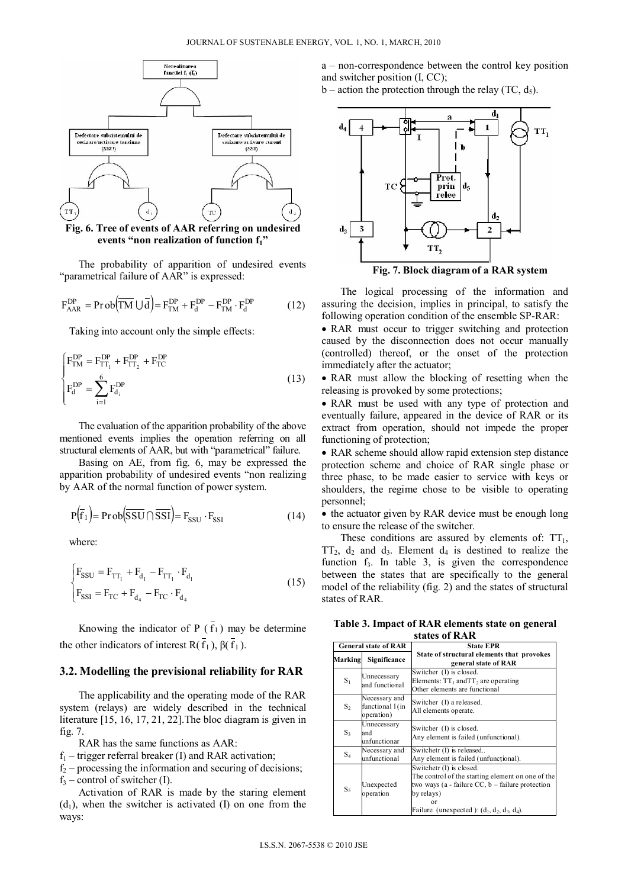Fig. 6. Tree of events of AAR referring on undesired events "non realization of function $f_1$"

The probability of apparition of undesired events "parametrical failure of AAR" is expressed:

$$F_{AAR}^{DP} = \text{Prob}\left(\overline{TM} \cup \overline{d}\right) = F_{TM}^{DP} + F_{d}^{DP} - F_{TM}^{DP} \cdot F_{d}^{DP} \qquad (12)$$

Taking into account only the simple effects:

$$\begin{cases} F_{TM}^{DP} = F_{TT_1}^{DP} + F_{TT_2}^{DP} + F_{TC}^{DP} \\ F_{d}^{DP} = \sum_{i=1}^{6} F_{d_i}^{DP} \end{cases} \qquad (13)$$

The evaluation of the apparition probability of the above mentioned events implies the operation referring on all structural elements of AAR, but with "parametrical" failure.

Basing on AE, from fig. 6, may be expressed the apparition probability of undesired events "non realizing by AAR of the normal function of power system.

$$P\left(\overline{f}_1\right) = \text{Prob}\left(\overline{SSU} \cap \overline{SSI}\right) = F_{SSU} \cdot F_{SSI} \qquad (14)$$

where:

$$\begin{cases} F_{SSU} = F_{TT_1} + F_{d_1} - F_{TT_1} \cdot F_{d_1} \\ F_{SSI} = F_{TC} + F_{d_4} - F_{TC} \cdot F_{d_4} \end{cases} \qquad (15)$$

Knowing the indicator of P ( $\overline{f}_1$ ) may be determine the other indicators of interest R( $\overline{f}_1$ ), β( $\overline{f}_1$ ).

### 3.2. Modelling the previsional reliability for RAR

The applicability and the operating mode of the RAR system (relays) are widely described in the technical literature [15, 16, 17, 21, 22].The bloc diagram is given in fig. 7.

RAR has the same functions as AAR:

$f_1$ – trigger referral breaker (I) and RAR activation;
$f_2$ – processing the information and securing of decisions;
$f_3$ – control of switcher (I).

Activation of RAR is made by the staring element ($d_1$), when the switcher is activated (I) on one from the ways:

a – non-correspondence between the control key position and switcher position (I, CC);
b – action the protection through the relay (TC, $d_5$).

Fig. 7. Block diagram of a RAR system

The logical processing of the information and assuring the decision, implies in principal, to satisfy the following operation condition of the ensemble SP-RAR:

- RAR must occur to trigger switching and protection caused by the disconnection does not occur manually (controlled) thereof, or the onset of the protection immediately after the actuator;
- RAR must allow the blocking of resetting when the releasing is provoked by some protections;
- RAR must be used with any type of protection and eventually failure, appeared in the device of RAR or its extract from operation, should not impede the proper functioning of protection;
- RAR scheme should allow rapid extension step distance protection scheme and choice of RAR single phase or three phase, to be made easier to service with keys or shoulders, the regime chose to be visible to operating personnel;
- the actuator given by RAR device must be enough long to ensure the release of the switcher.

These conditions are assured by elements of: $TT_1$, $TT_2$, $d_2$ and $d_3$. Element $d_4$ is destined to realize the function $f_3$. In table 3, is given the correspondence between the states that are specifically to the general model of the reliability (fig. 2) and the states of structural states of RAR.

**Table 3. Impact of RAR elements state on general states of RAR**

| General state of RAR | | State EPR |
|---|---|---|
| Marking | Significance | State of structural elements that provokes general state of RAR |
| $S_1$ | Unnecessary and functional | Switcher (I) is closed. Elements: $TT_1$ and $TT_2$ are operating Other elements are functional |
| $S_2$ | Necessary and functional 1(in operation) | Switcher (I) a released. All elements operate. |
| $S_3$ | Unnecessary and unfunctionar | Switcher (I) is closed. Any element is failed (unfunctional). |
| $S_4$ | Necessary and unfunctional | Switchetr (I) is released.. Any element is failed (unfuncțional). |
| $S_5$ | Unexpected operation | Switchetr (I) is closed. The control of the starting element on one of the two ways (a - failure CC, b – failure protection by relays) or Failure (unexpected ): ($d_1$, $d_2$, $d_3$, $d_4$). |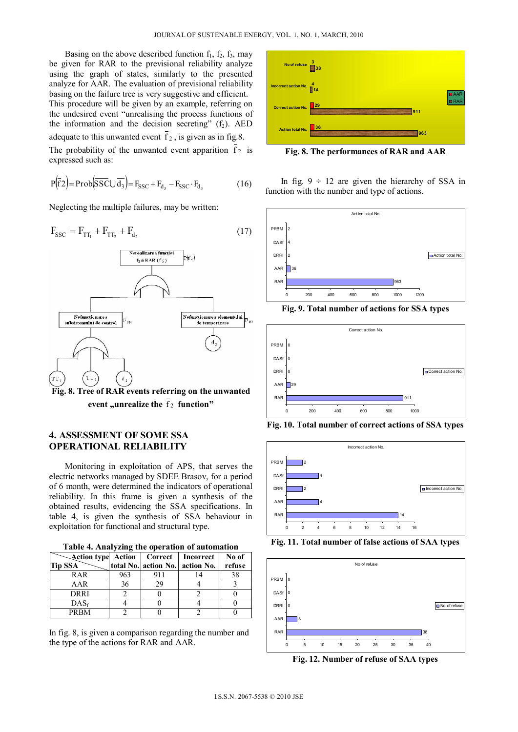Basing on the above described function $f_1$, $f_2$, $f_3$, may be given for RAR to the previsional reliability analyze using the graph of states, similarly to the presented analyze for AAR. The evaluation of previsional reliability basing on the failure tree is very suggestive and efficient. This procedure will be given by an example, referring on the undesired event "unrealising the process functions of the information and the decision secreting" ($f_2$). AED adequate to this unwanted event $\bar{f}_2$, is given as in fig.8.

The probability of the unwanted event apparition $\bar{f}_2$ is expressed such as:

$$P(\bar{f}2) = \text{Prob}(\overline{SSC} \cup \bar{d}_3) = F_{SSC} + F_{d_3} - F_{SSC} \cdot F_{d_3} \tag{16}$$

Neglecting the multiple failures, may be written:

$$F_{SSC} = F_{TT_1} + F_{TT_2} + F_{d_2} \tag{17}$$

Fig. 8. Tree of RAR events referring on the unwanted event „unrealize the $\bar{f}_2$ function"

## 4. ASSESSMENT OF SOME SSA OPERATIONAL RELIABILITY

Monitoring in exploitation of APS, that serves the electric networks managed by SDEE Brasov, for a period of 6 month, were determined the indicators of operational reliability. In this frame is given a synthesis of the obtained results, evidencing the SSA specifications. In table 4, is given the synthesis of SSA behaviour in exploitation for functional and structural type.

**Table 4. Analyzing the operation of automation**

| Action type / Tip SSA | Action total No. | Correct action No. | Incorrect action No. | No of refuse |
|---|---|---|---|---|
| RAR | 963 | 911 | 14 | 38 |
| AAR | 36 | 29 | 4 | 3 |
| DRRI | 2 | 0 | 2 | 0 |
| $DAS_f$ | 4 | 0 | 4 | 0 |
| PRBM | 2 | 0 | 2 | 0 |

In fig. 8, is given a comparison regarding the number and the type of the actions for RAR and AAR.

Fig. 8. The performances of RAR and AAR

In fig. 9 ÷ 12 are given the hierarchy of SSA in function with the number and type of actions.

Fig. 9. Total number of actions for SSA types

Fig. 10. Total number of correct actions of SSA types

Fig. 11. Total number of false actions of SAA types

Fig. 12. Number of refuse of SAA types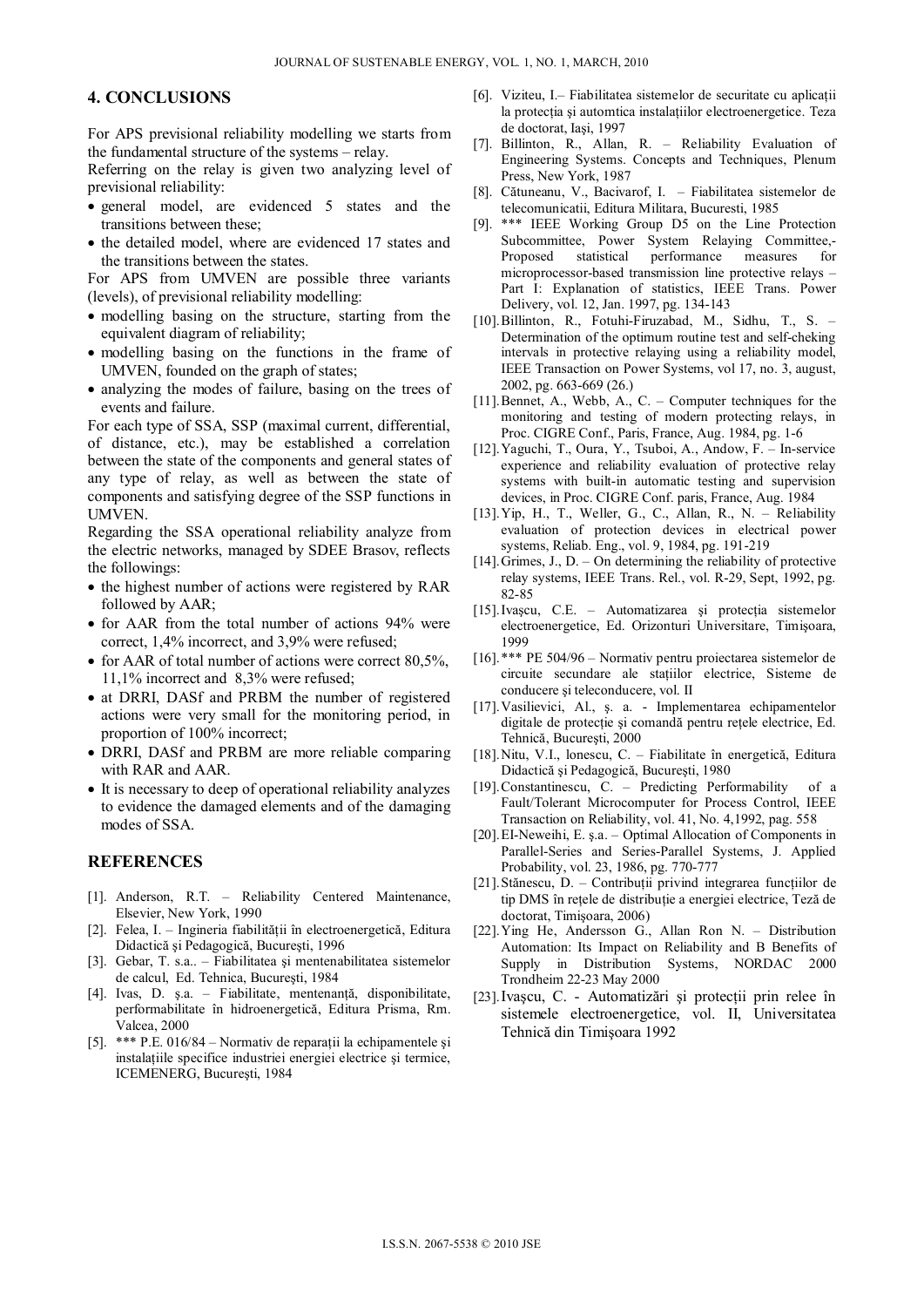## 4. CONCLUSIONS

For APS previsional reliability modelling we starts from the fundamental structure of the systems – relay.

Referring on the relay is given two analyzing level of previsional reliability:

- general model, are evidenced 5 states and the transitions between these;
- the detailed model, where are evidenced 17 states and the transitions between the states.

For APS from UMVEN are possible three variants (levels), of previsional reliability modelling:

- modelling basing on the structure, starting from the equivalent diagram of reliability;
- modelling basing on the functions in the frame of UMVEN, founded on the graph of states;
- analyzing the modes of failure, basing on the trees of events and failure.

For each type of SSA, SSP (maximal current, differential, of distance, etc.), may be established a correlation between the state of the components and general states of any type of relay, as well as between the state of components and satisfying degree of the SSP functions in UMVEN.

Regarding the SSA operational reliability analyze from the electric networks, managed by SDEE Brasov, reflects the followings:

- the highest number of actions were registered by RAR followed by AAR;
- for AAR from the total number of actions 94% were correct, 1,4% incorrect, and 3,9% were refused;
- for AAR of total number of actions were correct 80,5%, 11,1% incorrect and 8,3% were refused;
- at DRRI, DASf and PRBM the number of registered actions were very small for the monitoring period, in proportion of 100% incorrect;
- DRRI, DASf and PRBM are more reliable comparing with RAR and AAR.
- It is necessary to deep of operational reliability analyzes to evidence the damaged elements and of the damaging modes of SSA.

## REFERENCES

[1]. Anderson, R.T. – Reliability Centered Maintenance, Elsevier, New York, 1990

[2]. Felea, I. – Ingineria fiabilității în electroenergetică, Editura Didactică şi Pedagogică, Bucureşti, 1996

[3]. Gebar, T. s.a.. – Fiabilitatea şi mentenabilitatea sistemelor de calcul, Ed. Tehnica, Bucureşti, 1984

[4]. Ivas, D. ş.a. – Fiabilitate, mentenanță, disponibilitate, performabilitate în hidroenergetică, Editura Prisma, Rm. Valcea, 2000

[5]. *** P.E. 016/84 – Normativ de reparații la echipamentele şi instalațiile specifice industriei energiei electrice şi termice, ICEMENERG, Bucureşti, 1984

[6]. Viziteu, I.– Fiabilitatea sistemelor de securitate cu aplicații la protecția şi automtica instalațiilor electroenergetice. Teza de doctorat, Iaşi, 1997

[7]. Billinton, R., Allan, R. – Reliability Evaluation of Engineering Systems. Concepts and Techniques, Plenum Press, New York, 1987

[8]. Cătuneanu, V., Bacivarof, I. – Fiabilitatea sistemelor de telecomunicatii, Editura Militara, Bucuresti, 1985

[9]. *** IEEE Working Group D5 on the Line Protection Subcommittee, Power System Relaying Committee,- Proposed statistical performance measures for microprocessor-based transmission line protective relays – Part I: Explanation of statistics, IEEE Trans. Power Delivery, vol. 12, Jan. 1997, pg. 134-143

[10]. Billinton, R., Fotuhi-Firuzabad, M., Sidhu, T., S. – Determination of the optimum routine test and self-cheking intervals in protective relaying using a reliability model, IEEE Transaction on Power Systems, vol 17, no. 3, august, 2002, pg. 663-669 (26.)

[11]. Bennet, A., Webb, A., C. – Computer techniques for the monitoring and testing of modern protecting relays, in Proc. CIGRE Conf., Paris, France, Aug. 1984, pg. 1-6

[12]. Yaguchi, T., Oura, Y., Tsuboi, A., Andow, F. – In-service experience and reliability evaluation of protective relay systems with built-in automatic testing and supervision devices, in Proc. CIGRE Conf. paris, France, Aug. 1984

[13]. Yip, H., T., Weller, G., C., Allan, R., N. – Reliability evaluation of protection devices in electrical power systems, Reliab. Eng., vol. 9, 1984, pg. 191-219

[14]. Grimes, J., D. – On determining the reliability of protective relay systems, IEEE Trans. Rel., vol. R-29, Sept, 1992, pg. 82-85

[15]. Ivaşcu, C.E. – Automatizarea şi protecția sistemelor electroenergetice, Ed. Orizonturi Universitare, Timişoara, 1999

[16]. *** PE 504/96 – Normativ pentru proiectarea sistemelor de circuite secundare ale stațiilor electrice, Sisteme de conducere şi teleconducere, vol. II

[17]. Vasilievici, Al., ş. a. - Implementarea echipamentelor digitale de protecție şi comandă pentru rețele electrice, Ed. Tehnică, Bucureşti, 2000

[18]. Nitu, V.I., lonescu, C. – Fiabilitate în energetică, Editura Didactică şi Pedagogică, Bucureşti, 1980

[19]. Constantinescu, C. – Predicting Performability of a Fault/Tolerant Microcomputer for Process Control, IEEE Transaction on Reliability, vol. 41, No. 4,1992, pag. 558

[20]. EI-Neweihi, E. ş.a. – Optimal Allocation of Components in Parallel-Series and Series-Parallel Systems, J. Applied Probability, vol. 23, 1986, pg. 770-777

[21]. Stănescu, D. – Contribuții privind integrarea funcțiilor de tip DMS în rețele de distribuție a energiei electrice, Teză de doctorat, Timişoara, 2006)

[22]. Ying He, Andersson G., Allan Ron N. – Distribution Automation: Its Impact on Reliability and B Benefits of Supply in Distribution Systems, NORDAC 2000 Trondheim 22-23 May 2000

[23]. Ivaşcu, C. - Automatizări şi protecții prin relee în sistemele electroenergetice, vol. II, Universitatea Tehnică din Timişoara 1992